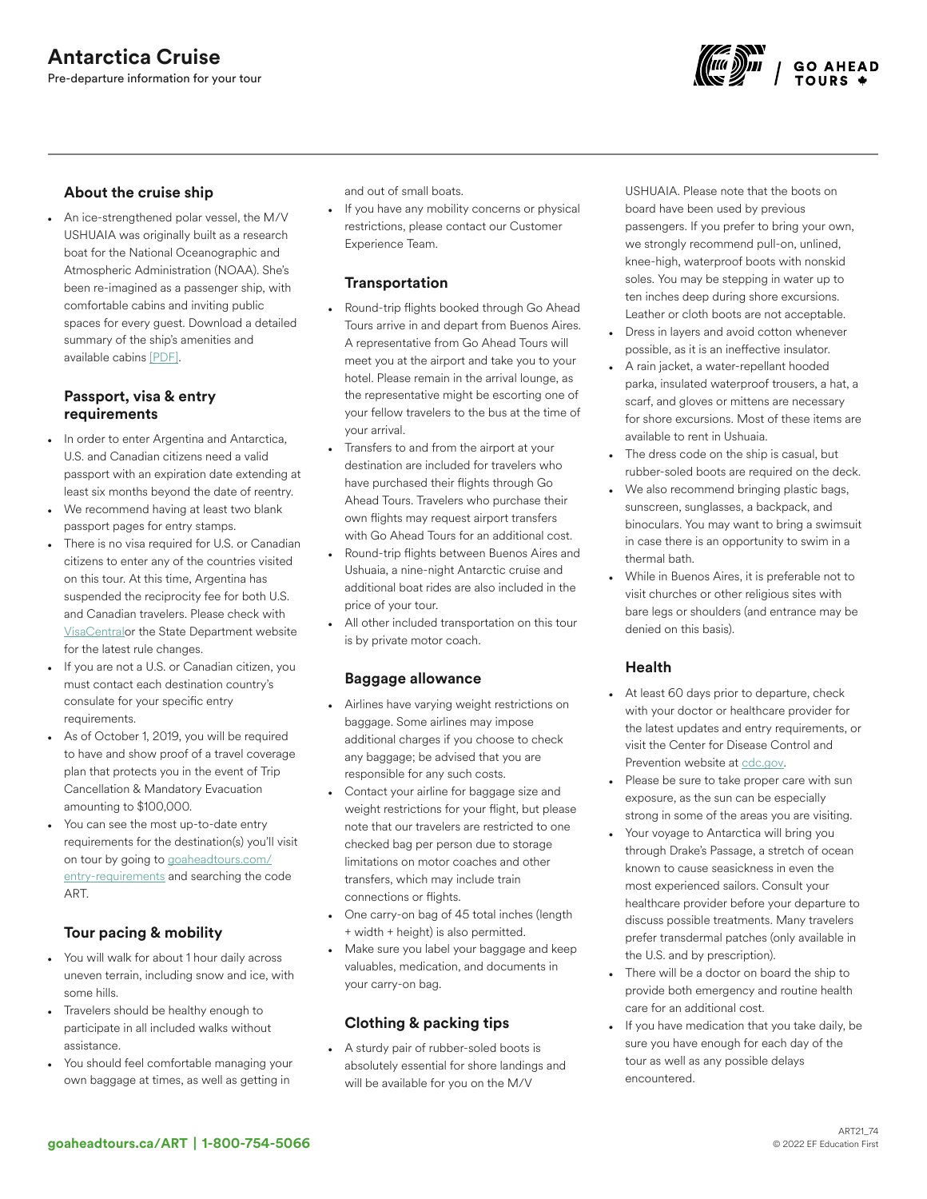# Antarctica Cruise

Pre-departure information for your tour

## About the cruise ship

- An ice-strengthened polar vessel, the M/V USHUAIA was originally built as a research boat for the National Oceanographic and Atmospheric Administration (NOAA). She's been re-imagined as a passenger ship, with comfortable cabins and inviting public spaces for every guest. Download a detailed summary of the ship's amenities and available cabins [PDF].

## Passport, visa & entry requirements

- In order to enter Argentina and Antarctica, U.S. and Canadian citizens need a valid passport with an expiration date extending at least six months beyond the date of reentry.
- We recommend having at least two blank passport pages for entry stamps.
- There is no visa required for U.S. or Canadian citizens to enter any of the countries visited on this tour. At this time, Argentina has suspended the reciprocity fee for both U.S. and Canadian travelers. Please check with VisaCentralor the State Department website for the latest rule changes.
- If you are not a U.S. or Canadian citizen, you must contact each destination country's consulate for your specific entry requirements.
- As of October 1, 2019, you will be required to have and show proof of a travel coverage plan that protects you in the event of Trip Cancellation & Mandatory Evacuation amounting to $100,000.
- You can see the most up-to-date entry requirements for the destination(s) you'll visit on tour by going to goaheadtours.com/entry-requirements and searching the code ART.

## Tour pacing & mobility

- You will walk for about 1 hour daily across uneven terrain, including snow and ice, with some hills.
- Travelers should be healthy enough to participate in all included walks without assistance.
- You should feel comfortable managing your own baggage at times, as well as getting in and out of small boats.
- If you have any mobility concerns or physical restrictions, please contact our Customer Experience Team.

## Transportation

- Round-trip flights booked through Go Ahead Tours arrive in and depart from Buenos Aires. A representative from Go Ahead Tours will meet you at the airport and take you to your hotel. Please remain in the arrival lounge, as the representative might be escorting one of your fellow travelers to the bus at the time of your arrival.
- Transfers to and from the airport at your destination are included for travelers who have purchased their flights through Go Ahead Tours. Travelers who purchase their own flights may request airport transfers with Go Ahead Tours for an additional cost.
- Round-trip flights between Buenos Aires and Ushuaia, a nine-night Antarctic cruise and additional boat rides are also included in the price of your tour.
- All other included transportation on this tour is by private motor coach.

## Baggage allowance

- Airlines have varying weight restrictions on baggage. Some airlines may impose additional charges if you choose to check any baggage; be advised that you are responsible for any such costs.
- Contact your airline for baggage size and weight restrictions for your flight, but please note that our travelers are restricted to one checked bag per person due to storage limitations on motor coaches and other transfers, which may include train connections or flights.
- One carry-on bag of 45 total inches (length + width + height) is also permitted.
- Make sure you label your baggage and keep valuables, medication, and documents in your carry-on bag.

## Clothing & packing tips

- A sturdy pair of rubber-soled boots is absolutely essential for shore landings and will be available for you on the M/V USHUAIA. Please note that the boots on board have been used by previous passengers. If you prefer to bring your own, we strongly recommend pull-on, unlined, knee-high, waterproof boots with nonskid soles. You may be stepping in water up to ten inches deep during shore excursions. Leather or cloth boots are not acceptable.
- Dress in layers and avoid cotton whenever possible, as it is an ineffective insulator.
- A rain jacket, a water-repellant hooded parka, insulated waterproof trousers, a hat, a scarf, and gloves or mittens are necessary for shore excursions. Most of these items are available to rent in Ushuaia.
- The dress code on the ship is casual, but rubber-soled boots are required on the deck.
- We also recommend bringing plastic bags, sunscreen, sunglasses, a backpack, and binoculars. You may want to bring a swimsuit in case there is an opportunity to swim in a thermal bath.
- While in Buenos Aires, it is preferable not to visit churches or other religious sites with bare legs or shoulders (and entrance may be denied on this basis).

## Health

- At least 60 days prior to departure, check with your doctor or healthcare provider for the latest updates and entry requirements, or visit the Center for Disease Control and Prevention website at cdc.gov.
- Please be sure to take proper care with sun exposure, as the sun can be especially strong in some of the areas you are visiting.
- Your voyage to Antarctica will bring you through Drake's Passage, a stretch of ocean known to cause seasickness in even the most experienced sailors. Consult your healthcare provider before your departure to discuss possible treatments. Many travelers prefer transdermal patches (only available in the U.S. and by prescription).
- There will be a doctor on board the ship to provide both emergency and routine health care for an additional cost.
- If you have medication that you take daily, be sure you have enough for each day of the tour as well as any possible delays encountered.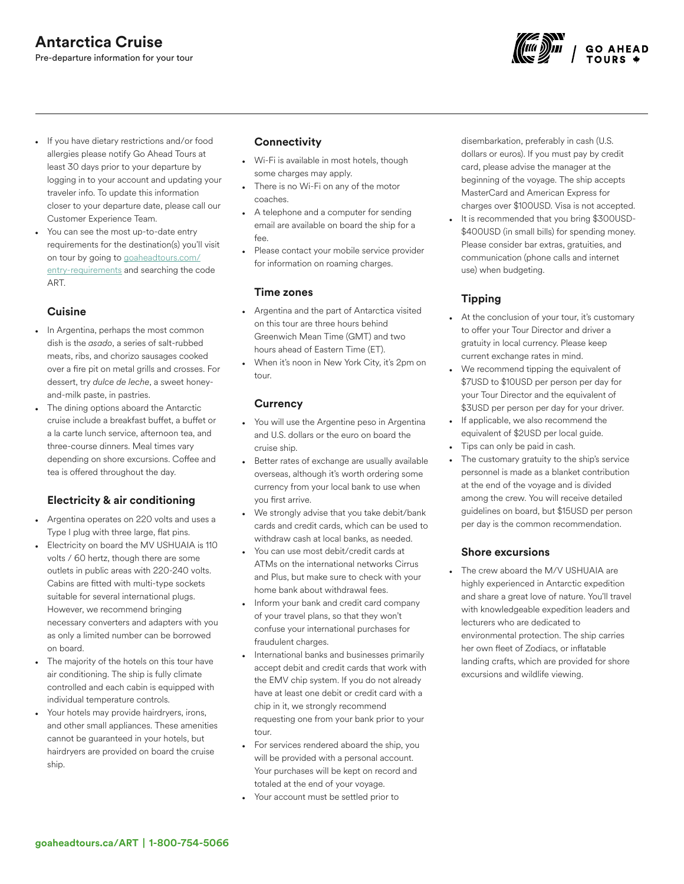# Antarctica Cruise

Pre-departure information for your tour

- If you have dietary restrictions and/or food allergies please notify Go Ahead Tours at least 30 days prior to your departure by logging in to your account and updating your traveler info. To update this information closer to your departure date, please call our Customer Experience Team.
- You can see the most up-to-date entry requirements for the destination(s) you'll visit on tour by going to goaheadtours.com/entry-requirements and searching the code ART.

## Cuisine

- In Argentina, perhaps the most common dish is the *asado*, a series of salt-rubbed meats, ribs, and chorizo sausages cooked over a fire pit on metal grills and crosses. For dessert, try *dulce de leche*, a sweet honey-and-milk paste, in pastries.
- The dining options aboard the Antarctic cruise include a breakfast buffet, a buffet or a la carte lunch service, afternoon tea, and three-course dinners. Meal times vary depending on shore excursions. Coffee and tea is offered throughout the day.

## Electricity & air conditioning

- Argentina operates on 220 volts and uses a Type I plug with three large, flat pins.
- Electricity on board the MV USHUAIA is 110 volts / 60 hertz, though there are some outlets in public areas with 220-240 volts. Cabins are fitted with multi-type sockets suitable for several international plugs. However, we recommend bringing necessary converters and adapters with you as only a limited number can be borrowed on board.
- The majority of the hotels on this tour have air conditioning. The ship is fully climate controlled and each cabin is equipped with individual temperature controls.
- Your hotels may provide hairdryers, irons, and other small appliances. These amenities cannot be guaranteed in your hotels, but hairdryers are provided on board the cruise ship.

## Connectivity

- Wi-Fi is available in most hotels, though some charges may apply.
- There is no Wi-Fi on any of the motor coaches.
- A telephone and a computer for sending email are available on board the ship for a fee.
- Please contact your mobile service provider for information on roaming charges.

## Time zones

- Argentina and the part of Antarctica visited on this tour are three hours behind Greenwich Mean Time (GMT) and two hours ahead of Eastern Time (ET).
- When it's noon in New York City, it's 2pm on tour.

## Currency

- You will use the Argentine peso in Argentina and U.S. dollars or the euro on board the cruise ship.
- Better rates of exchange are usually available overseas, although it's worth ordering some currency from your local bank to use when you first arrive.
- We strongly advise that you take debit/bank cards and credit cards, which can be used to withdraw cash at local banks, as needed.
- You can use most debit/credit cards at ATMs on the international networks Cirrus and Plus, but make sure to check with your home bank about withdrawal fees.
- Inform your bank and credit card company of your travel plans, so that they won't confuse your international purchases for fraudulent charges.
- International banks and businesses primarily accept debit and credit cards that work with the EMV chip system. If you do not already have at least one debit or credit card with a chip in it, we strongly recommend requesting one from your bank prior to your tour.
- For services rendered aboard the ship, you will be provided with a personal account. Your purchases will be kept on record and totaled at the end of your voyage.
- Your account must be settled prior to disembarkation, preferably in cash (U.S. dollars or euros). If you must pay by credit card, please advise the manager at the beginning of the voyage. The ship accepts MasterCard and American Express for charges over $100USD. Visa is not accepted.
- It is recommended that you bring $300USD-$400USD (in small bills) for spending money. Please consider bar extras, gratuities, and communication (phone calls and internet use) when budgeting.

## Tipping

- At the conclusion of your tour, it's customary to offer your Tour Director and driver a gratuity in local currency. Please keep current exchange rates in mind.
- We recommend tipping the equivalent of $7USD to $10USD per person per day for your Tour Director and the equivalent of $3USD per person per day for your driver.
- If applicable, we also recommend the equivalent of $2USD per local guide.
- Tips can only be paid in cash.
- The customary gratuity to the ship's service personnel is made as a blanket contribution at the end of the voyage and is divided among the crew. You will receive detailed guidelines on board, but $15USD per person per day is the common recommendation.

## Shore excursions

- The crew aboard the M/V USHUAIA are highly experienced in Antarctic expedition and share a great love of nature. You'll travel with knowledgeable expedition leaders and lecturers who are dedicated to environmental protection. The ship carries her own fleet of Zodiacs, or inflatable landing crafts, which are provided for shore excursions and wildlife viewing.

goaheadtours.ca/ART | 1-800-754-5066